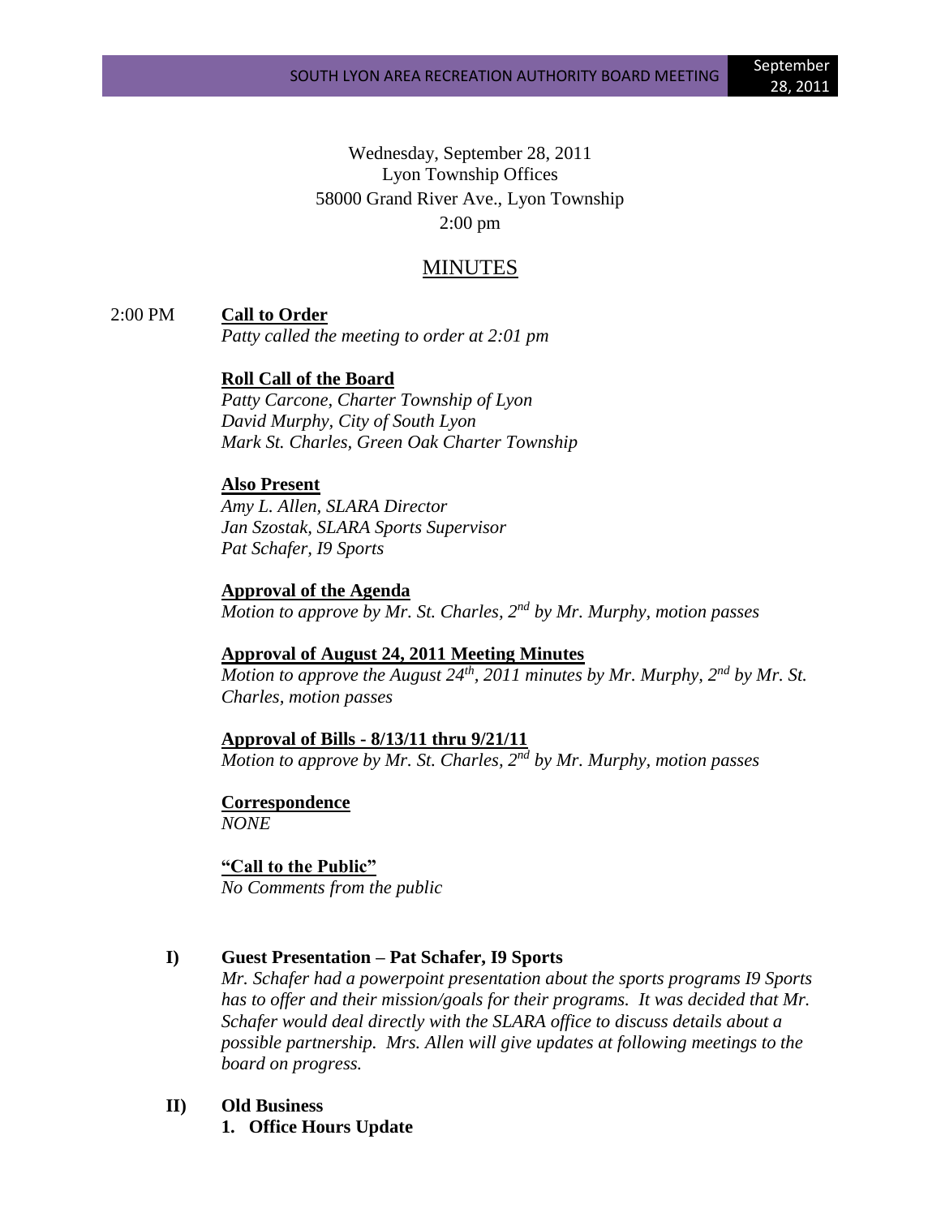Wednesday, September 28, 2011
Lyon Township Offices
58000 Grand River Ave., Lyon Township
2:00 pm

# MINUTES

2:00 PM **Call to Order**

*Patty called the meeting to order at 2:01 pm*

**Roll Call of the Board**

*Patty Carcone, Charter Township of Lyon*
*David Murphy, City of South Lyon*
*Mark St. Charles, Green Oak Charter Township*

**Also Present**

*Amy L. Allen, SLARA Director*
*Jan Szostak, SLARA Sports Supervisor*
*Pat Schafer, I9 Sports*

**Approval of the Agenda**

*Motion to approve by Mr. St. Charles, 2nd by Mr. Murphy, motion passes*

**Approval of August 24, 2011 Meeting Minutes**

*Motion to approve the August 24th, 2011 minutes by Mr. Murphy, 2nd by Mr. St. Charles, motion passes*

**Approval of Bills - 8/13/11 thru 9/21/11**

*Motion to approve by Mr. St. Charles, 2nd by Mr. Murphy, motion passes*

**Correspondence**

*NONE*

**"Call to the Public"**

*No Comments from the public*

**I) Guest Presentation – Pat Schafer, I9 Sports**

*Mr. Schafer had a powerpoint presentation about the sports programs I9 Sports has to offer and their mission/goals for their programs. It was decided that Mr. Schafer would deal directly with the SLARA office to discuss details about a possible partnership. Mrs. Allen will give updates at following meetings to the board on progress.*

**II) Old Business**

1. **Office Hours Update**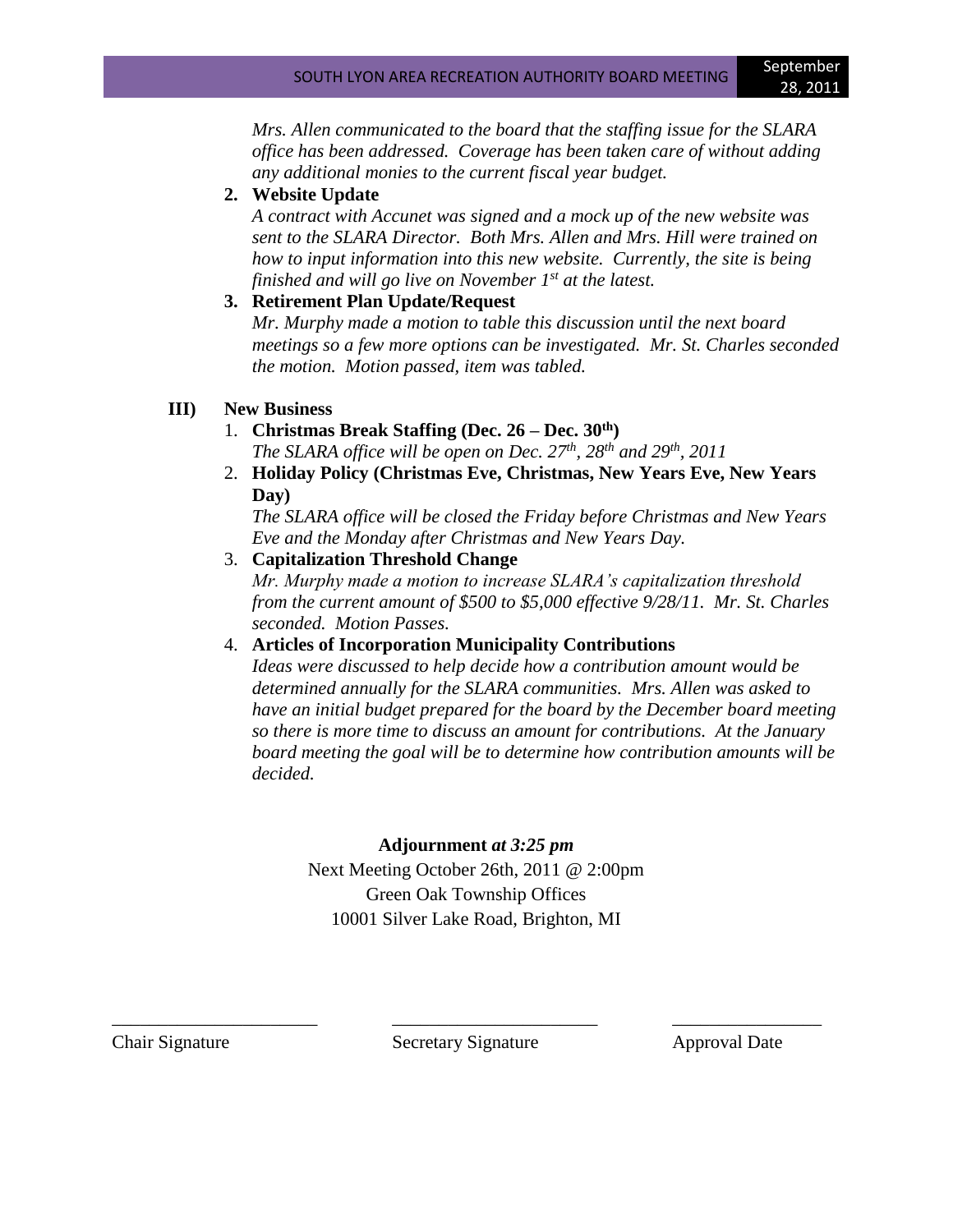*Mrs. Allen communicated to the board that the staffing issue for the SLARA office has been addressed. Coverage has been taken care of without adding any additional monies to the current fiscal year budget.*

2. **Website Update**

   *A contract with Accunet was signed and a mock up of the new website was sent to the SLARA Director. Both Mrs. Allen and Mrs. Hill were trained on how to input information into this new website. Currently, the site is being finished and will go live on November 1st at the latest.*

3. **Retirement Plan Update/Request**

   *Mr. Murphy made a motion to table this discussion until the next board meetings so a few more options can be investigated. Mr. St. Charles seconded the motion. Motion passed, item was tabled.*

## III) New Business

1. **Christmas Break Staffing (Dec. 26 – Dec. 30th)**

   *The SLARA office will be open on Dec. 27th, 28th and 29th, 2011*

2. **Holiday Policy (Christmas Eve, Christmas, New Years Eve, New Years Day)**

   *The SLARA office will be closed the Friday before Christmas and New Years Eve and the Monday after Christmas and New Years Day.*

3. **Capitalization Threshold Change**

   *Mr. Murphy made a motion to increase SLARA's capitalization threshold from the current amount of $500 to $5,000 effective 9/28/11. Mr. St. Charles seconded. Motion Passes.*

4. **Articles of Incorporation Municipality Contributions**

   *Ideas were discussed to help decide how a contribution amount would be determined annually for the SLARA communities. Mrs. Allen was asked to have an initial budget prepared for the board by the December board meeting so there is more time to discuss an amount for contributions. At the January board meeting the goal will be to determine how contribution amounts will be decided.*

**Adjournment** *at 3:25 pm*

Next Meeting October 26th, 2011 @ 2:00pm

Green Oak Township Offices

10001 Silver Lake Road, Brighton, MI

\_\_\_\_\_\_\_\_\_\_\_\_\_\_\_\_\_\_\_\_\_\_ \_\_\_\_\_\_\_\_\_\_\_\_\_\_\_\_\_\_\_\_\_\_ \_\_\_\_\_\_\_\_\_\_\_\_\_\_\_\_

Chair Signature Secretary Signature Approval Date